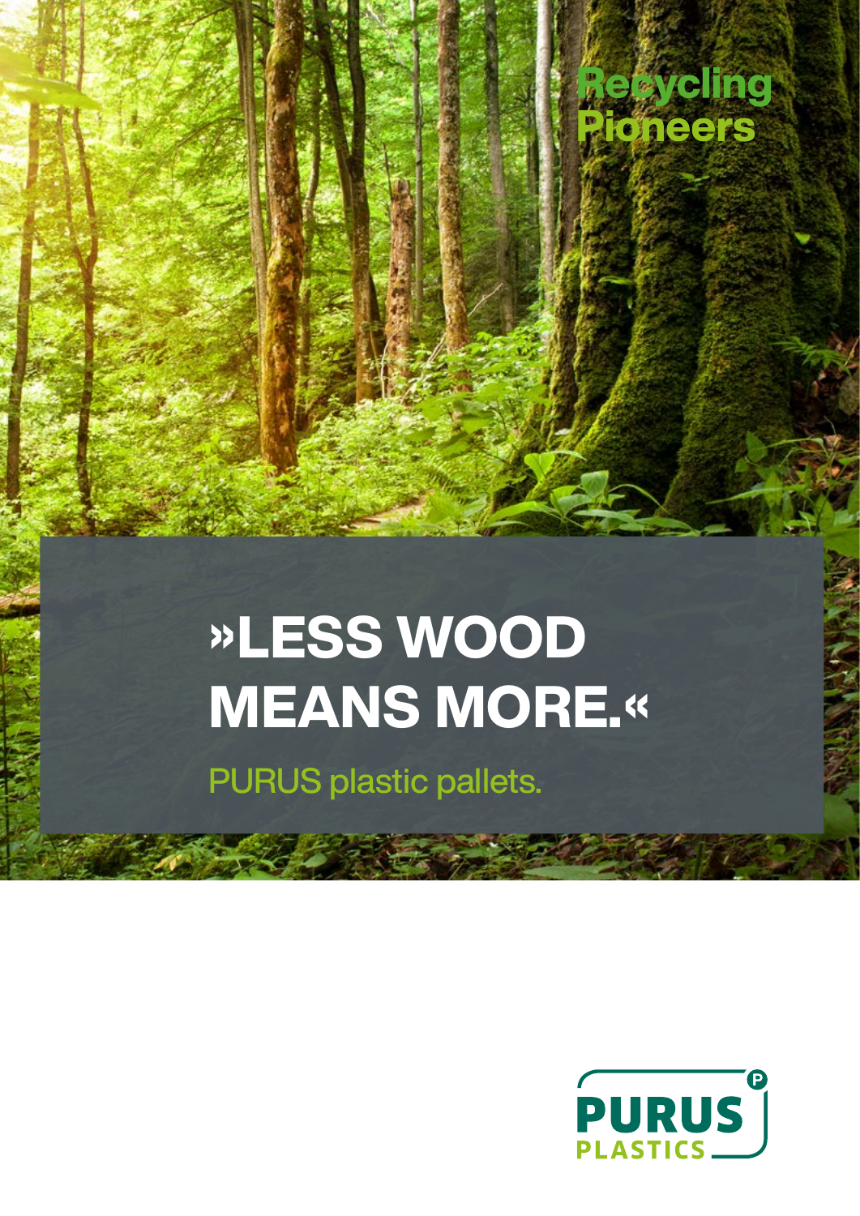Recycling Pioneers

# »LESS WOOD MEANS MORE.«

PURUS plastic pallets.

PURUS PLASTICS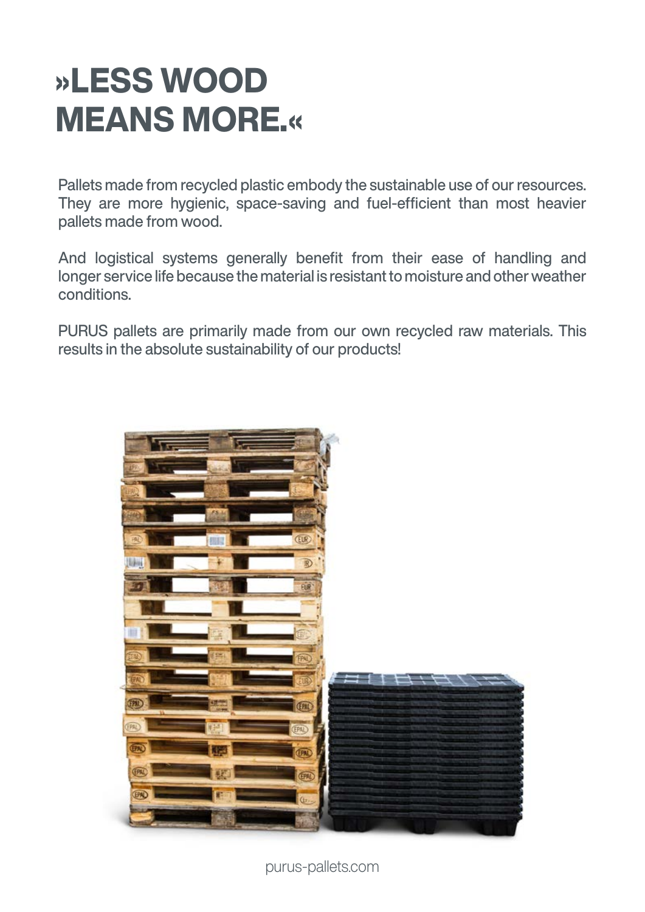# »LESS WOOD MEANS MORE.«

Pallets made from recycled plastic embody the sustainable use of our resources. They are more hygienic, space-saving and fuel-efficient than most heavier pallets made from wood.

And logistical systems generally benefit from their ease of handling and longer service life because the material is resistant to moisture and other weather conditions.

PURUS pallets are primarily made from our own recycled raw materials. This results in the absolute sustainability of our products!

purus-pallets.com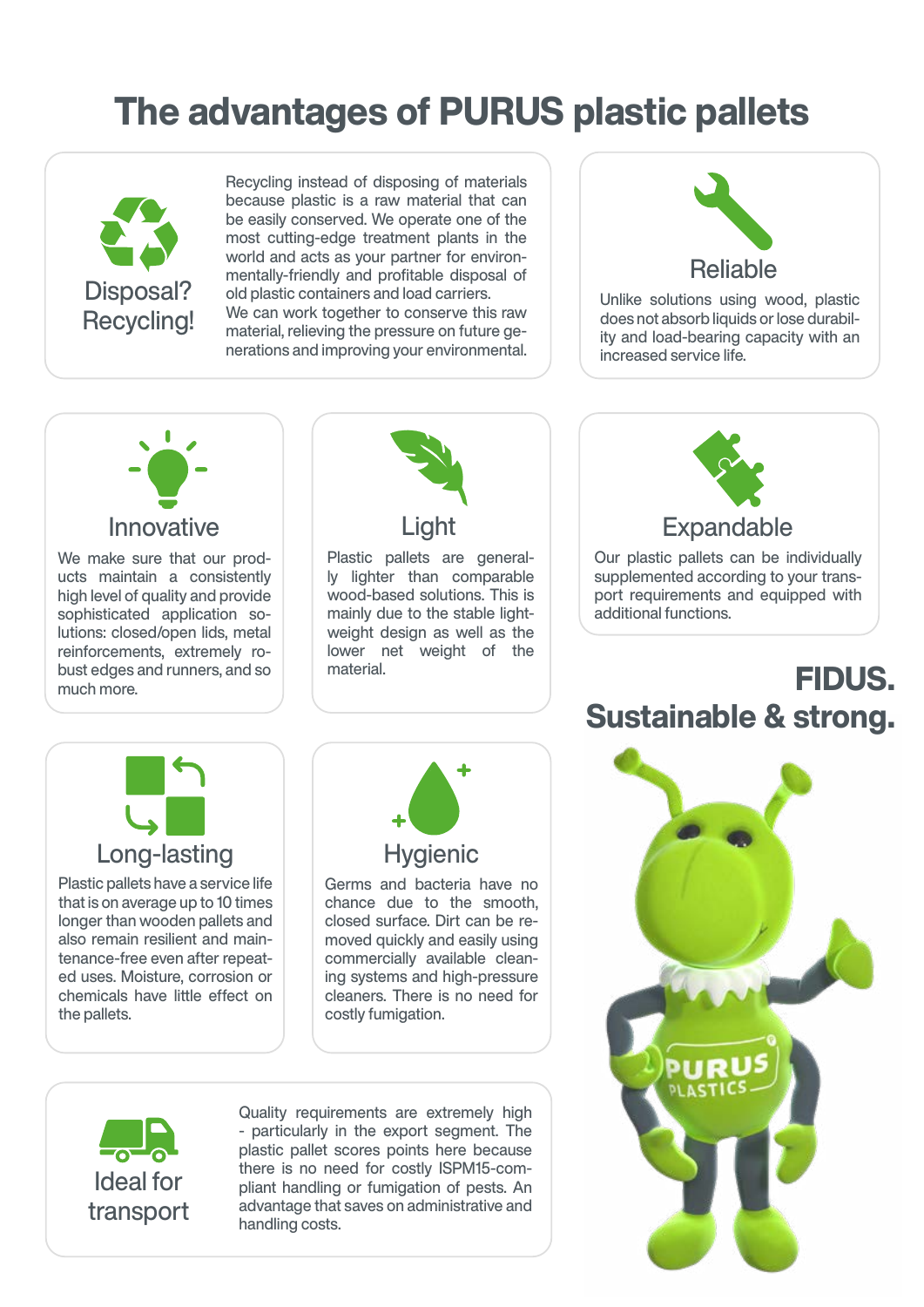# The advantages of PURUS plastic pallets

## Disposal? Recycling!

Recycling instead of disposing of materials because plastic is a raw material that can be easily conserved. We operate one of the most cutting-edge treatment plants in the world and acts as your partner for environmentally-friendly and profitable disposal of old plastic containers and load carriers.
We can work together to conserve this raw material, relieving the pressure on future generations and improving your environmental.

## Reliable

Unlike solutions using wood, plastic does not absorb liquids or lose durability and load-bearing capacity with an increased service life.

## Innovative

We make sure that our products maintain a consistently high level of quality and provide sophisticated application solutions: closed/open lids, metal reinforcements, extremely robust edges and runners, and so much more.

## Light

Plastic pallets are generally lighter than comparable wood-based solutions. This is mainly due to the stable lightweight design as well as the lower net weight of the material.

## Expandable

Our plastic pallets can be individually supplemented according to your transport requirements and equipped with additional functions.

## Long-lasting

Plastic pallets have a service life that is on average up to 10 times longer than wooden pallets and also remain resilient and maintenance-free even after repeated uses. Moisture, corrosion or chemicals have little effect on the pallets.

## Hygienic

Germs and bacteria have no chance due to the smooth, closed surface. Dirt can be removed quickly and easily using commercially available cleaning systems and high-pressure cleaners. There is no need for costly fumigation.

## Ideal for transport

Quality requirements are extremely high - particularly in the export segment. The plastic pallet scores points here because there is no need for costly ISPM15-compliant handling or fumigation of pests. An advantage that saves on administrative and handling costs.

**FIDUS.**
**Sustainable & strong.**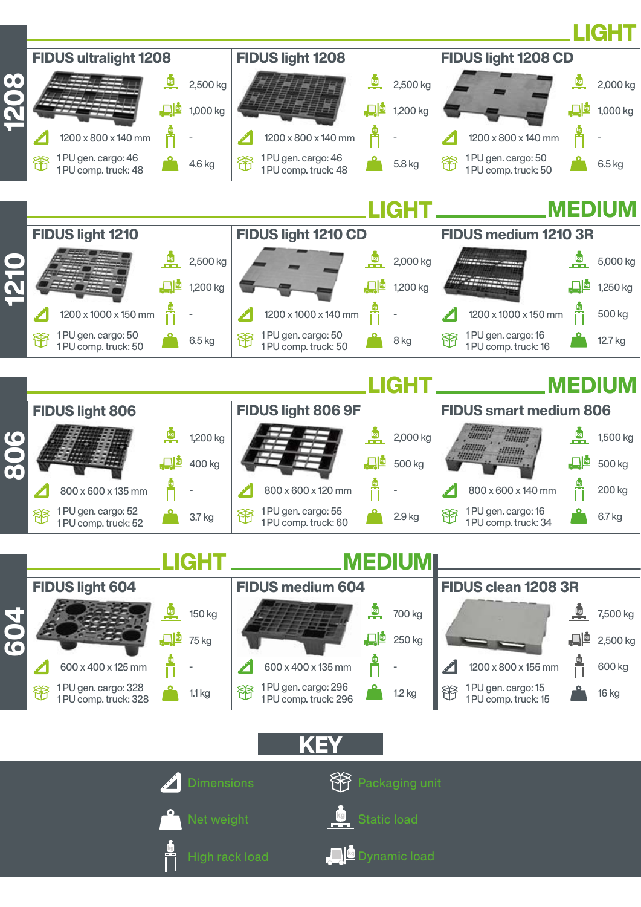## 1208

**LIGHT**

| Product | Static load | Dynamic load | High rack load | Dimensions | Packaging unit | Net weight |
|---|---|---|---|---|---|---|
| FIDUS ultralight 1208 | 2,500 kg | 1,000 kg | - | 1200 x 800 x 140 mm | 1 PU gen. cargo: 46<br>1 PU comp. truck: 48 | 4.6 kg |
| FIDUS light 1208 | 2,500 kg | 1,200 kg | - | 1200 x 800 x 140 mm | 1 PU gen. cargo: 46<br>1 PU comp. truck: 48 | 5.8 kg |
| FIDUS light 1208 CD | 2,000 kg | 1,000 kg | - | 1200 x 800 x 140 mm | 1 PU gen. cargo: 50<br>1 PU comp. truck: 50 | 6.5 kg |

## 1210

**LIGHT** / **MEDIUM**

| Product | Static load | Dynamic load | High rack load | Dimensions | Packaging unit | Net weight |
|---|---|---|---|---|---|---|
| FIDUS light 1210 | 2,500 kg | 1,200 kg | - | 1200 x 1000 x 150 mm | 1 PU gen. cargo: 50<br>1 PU comp. truck: 50 | 6.5 kg |
| FIDUS light 1210 CD | 2,000 kg | 1,200 kg | - | 1200 x 1000 x 140 mm | 1 PU gen. cargo: 50<br>1 PU comp. truck: 50 | 8 kg |
| FIDUS medium 1210 3R | 5,000 kg | 1,250 kg | 500 kg | 1200 x 1000 x 150 mm | 1 PU gen. cargo: 16<br>1 PU comp. truck: 16 | 12.7 kg |

## 806

**LIGHT** / **MEDIUM**

| Product | Static load | Dynamic load | High rack load | Dimensions | Packaging unit | Net weight |
|---|---|---|---|---|---|---|
| FIDUS light 806 | 1,200 kg | 400 kg | - | 800 x 600 x 135 mm | 1 PU gen. cargo: 52<br>1 PU comp. truck: 52 | 3.7 kg |
| FIDUS light 806 9F | 2,000 kg | 500 kg | - | 800 x 600 x 120 mm | 1 PU gen. cargo: 55<br>1 PU comp. truck: 60 | 2.9 kg |
| FIDUS smart medium 806 | 1,500 kg | 500 kg | 200 kg | 800 x 600 x 140 mm | 1 PU gen. cargo: 16<br>1 PU comp. truck: 34 | 6.7 kg |

## 604

**LIGHT** / **MEDIUM**

| Product | Static load | Dynamic load | High rack load | Dimensions | Packaging unit | Net weight |
|---|---|---|---|---|---|---|
| FIDUS light 604 | 150 kg | 75 kg | - | 600 x 400 x 125 mm | 1 PU gen. cargo: 328<br>1 PU comp. truck: 328 | 1.1 kg |
| FIDUS medium 604 | 700 kg | 250 kg | - | 600 x 400 x 135 mm | 1 PU gen. cargo: 296<br>1 PU comp. truck: 296 | 1.2 kg |
| FIDUS clean 1208 3R | 7,500 kg | 2,500 kg | 600 kg | 1200 x 800 x 155 mm | 1 PU gen. cargo: 15<br>1 PU comp. truck: 15 | 16 kg |

## KEY

- Dimensions
- Packaging unit
- Net weight
- Static load
- High rack load
- Dynamic load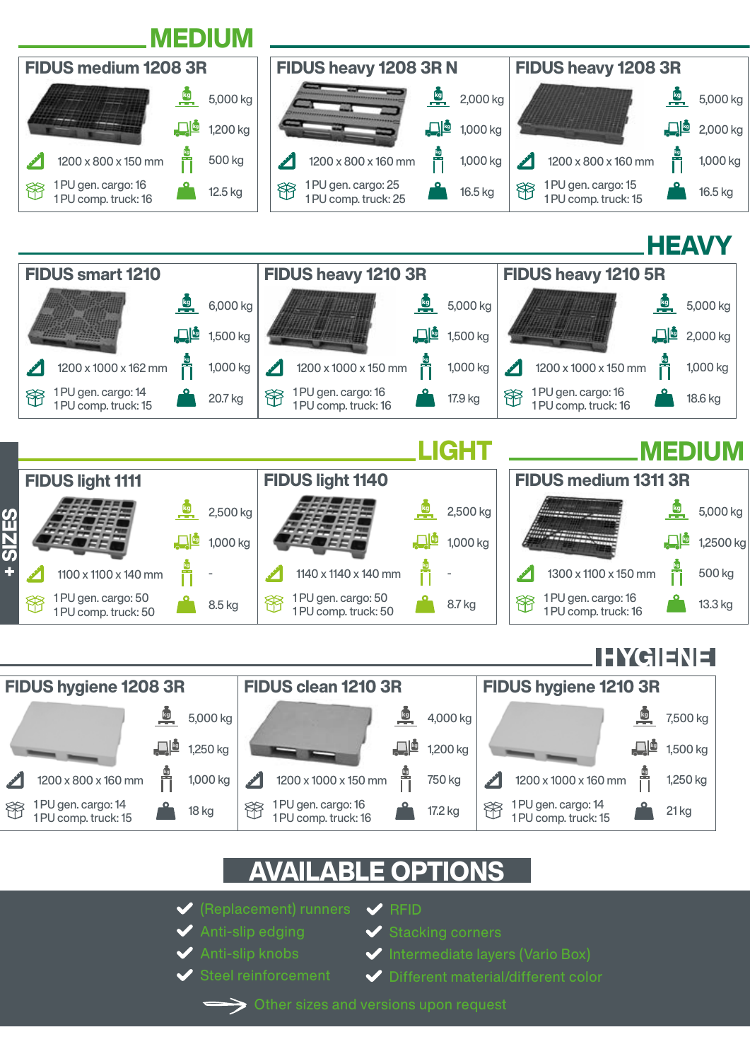## MEDIUM

### FIDUS medium 1208 3R

| | |
|---|---|
| 1200 x 800 x 150 mm | 5,000 kg |
| | 1,200 kg |
| | 500 kg |
| 1 PU gen. cargo: 16<br>1 PU comp. truck: 16 | 12.5 kg |

### FIDUS heavy 1208 3R N

| | |
|---|---|
| 1200 x 800 x 160 mm | 2,000 kg |
| | 1,000 kg |
| | 1,000 kg |
| 1 PU gen. cargo: 25<br>1 PU comp. truck: 25 | 16.5 kg |

### FIDUS heavy 1208 3R

| | |
|---|---|
| 1200 x 800 x 160 mm | 5,000 kg |
| | 2,000 kg |
| | 1,000 kg |
| 1 PU gen. cargo: 15<br>1 PU comp. truck: 15 | 16.5 kg |

## HEAVY

### FIDUS smart 1210

| | |
|---|---|
| 1200 x 1000 x 162 mm | 6,000 kg |
| | 1,500 kg |
| | 1,000 kg |
| 1 PU gen. cargo: 14<br>1 PU comp. truck: 15 | 20.7 kg |

### FIDUS heavy 1210 3R

| | |
|---|---|
| 1200 x 1000 x 150 mm | 5,000 kg |
| | 1,500 kg |
| | 1,000 kg |
| 1 PU gen. cargo: 16<br>1 PU comp. truck: 16 | 17.9 kg |

### FIDUS heavy 1210 5R

| | |
|---|---|
| 1200 x 1000 x 150 mm | 5,000 kg |
| | 2,000 kg |
| | 1,000 kg |
| 1 PU gen. cargo: 16<br>1 PU comp. truck: 16 | 18.6 kg |

## LIGHT

### FIDUS light 1111

| | |
|---|---|
| 1100 x 1100 x 140 mm | 2,500 kg |
| | 1,000 kg |
| | - |
| 1 PU gen. cargo: 50<br>1 PU comp. truck: 50 | 8.5 kg |

### FIDUS light 1140

| | |
|---|---|
| 1140 x 1140 x 140 mm | 2,500 kg |
| | 1,000 kg |
| | - |
| 1 PU gen. cargo: 50<br>1 PU comp. truck: 50 | 8.7 kg |

## MEDIUM

### FIDUS medium 1311 3R

| | |
|---|---|
| 1300 x 1100 x 150 mm | 5,000 kg |
| | 1,2500 kg |
| | 500 kg |
| 1 PU gen. cargo: 16<br>1 PU comp. truck: 16 | 13.3 kg |

+ SIZES

## HYGIENE

### FIDUS hygiene 1208 3R

| | |
|---|---|
| 1200 x 800 x 160 mm | 5,000 kg |
| | 1,250 kg |
| | 1,000 kg |
| 1 PU gen. cargo: 14<br>1 PU comp. truck: 15 | 18 kg |

### FIDUS clean 1210 3R

| | |
|---|---|
| 1200 x 1000 x 150 mm | 4,000 kg |
| | 1,200 kg |
| | 750 kg |
| 1 PU gen. cargo: 16<br>1 PU comp. truck: 16 | 17.2 kg |

### FIDUS hygiene 1210 3R

| | |
|---|---|
| 1200 x 1000 x 160 mm | 7,500 kg |
| | 1,500 kg |
| | 1,250 kg |
| 1 PU gen. cargo: 14<br>1 PU comp. truck: 15 | 21 kg |

## AVAILABLE OPTIONS

- (Replacement) runners
- Anti-slip edging
- Anti-slip knobs
- Steel reinforcement
- RFID
- Stacking corners
- Intermediate layers (Vario Box)
- Different material/different color

Other sizes and versions upon request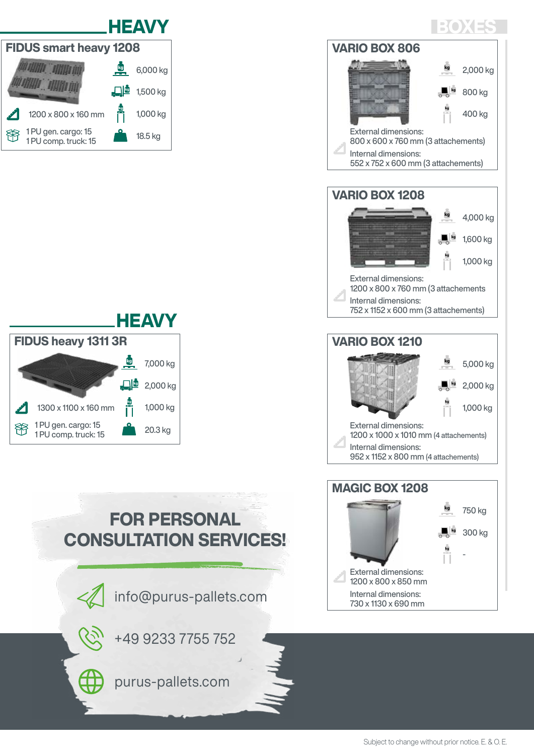## HEAVY

### FIDUS smart heavy 1208

6,000 kg

1,500 kg

1,000 kg

18.5 kg

1200 x 800 x 160 mm

1 PU gen. cargo: 15
1 PU comp. truck: 15

## HEAVY

### FIDUS heavy 1311 3R

7,000 kg

2,000 kg

1,000 kg

20.3 kg

1300 x 1100 x 160 mm

1 PU gen. cargo: 15
1 PU comp. truck: 15

## BOXES

### VARIO BOX 806

2,000 kg

800 kg

400 kg

External dimensions:
800 x 600 x 760 mm (3 attachements)

Internal dimensions:
552 x 752 x 600 mm (3 attachements)

### VARIO BOX 1208

4,000 kg

1,600 kg

1,000 kg

External dimensions:
1200 x 800 x 760 mm (3 attachements

Internal dimensions:
752 x 1152 x 600 mm (3 attachements)

### VARIO BOX 1210

5,000 kg

2,000 kg

1,000 kg

External dimensions:
1200 x 1000 x 1010 mm (4 attachements)

Internal dimensions:
952 x 1152 x 800 mm (4 attachements)

### MAGIC BOX 1208

750 kg

300 kg

-

External dimensions:
1200 x 800 x 850 mm

Internal dimensions:
730 x 1130 x 690 mm

## FOR PERSONAL CONSULTATION SERVICES!

info@purus-pallets.com

+49 9233 7755 752

purus-pallets.com

Subject to change without prior notice. E. & O. E.